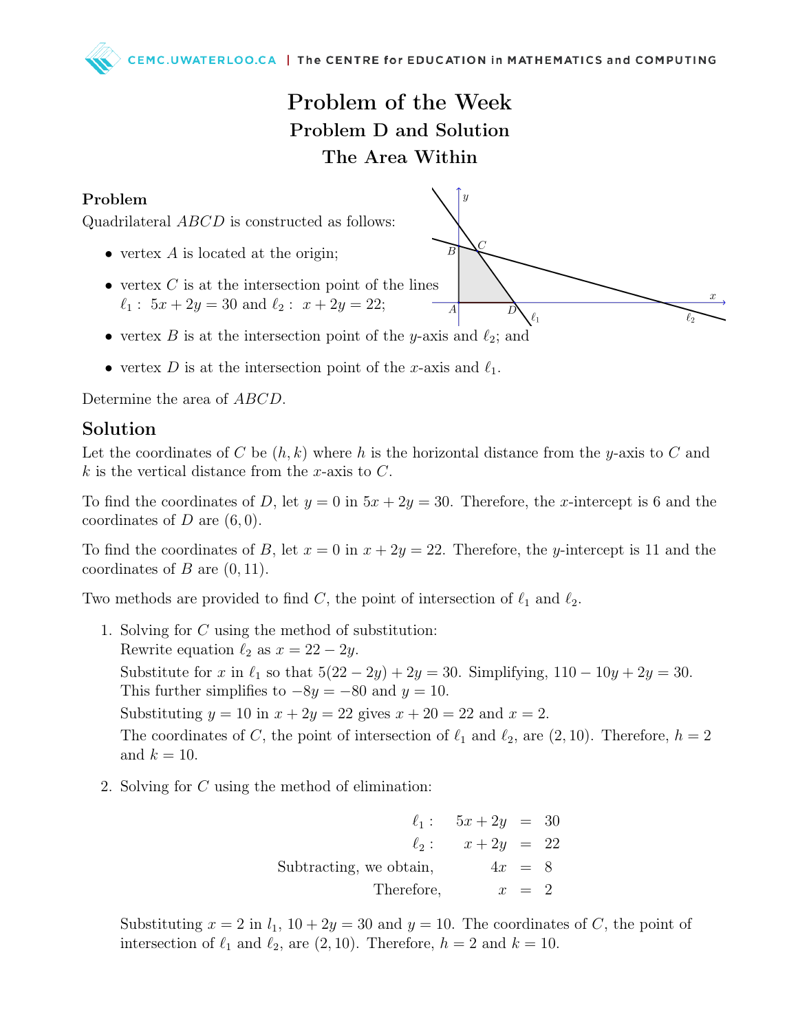# Problem of the Week

## Problem D and Solution

## The Area Within

### Problem

Quadrilateral $ABCD$ is constructed as follows:

- vertex $A$ is located at the origin;
- vertex $C$ is at the intersection point of the lines $\ell_1 :\ 5x + 2y = 30$ and $\ell_2 :\ x + 2y = 22$;
- vertex $B$ is at the intersection point of the $y$-axis and $\ell_2$; and
- vertex $D$ is at the intersection point of the $x$-axis and $\ell_1$.

Determine the area of $ABCD$.

## Solution

Let the coordinates of $C$ be $(h, k)$ where $h$ is the horizontal distance from the $y$-axis to $C$ and $k$ is the vertical distance from the $x$-axis to $C$.

To find the coordinates of $D$, let $y = 0$ in $5x + 2y = 30$. Therefore, the $x$-intercept is 6 and the coordinates of $D$ are $(6, 0)$.

To find the coordinates of $B$, let $x = 0$ in $x + 2y = 22$. Therefore, the $y$-intercept is 11 and the coordinates of $B$ are $(0, 11)$.

Two methods are provided to find $C$, the point of intersection of $\ell_1$ and $\ell_2$.

1. Solving for $C$ using the method of substitution:
   Rewrite equation $\ell_2$ as $x = 22 - 2y$.
   Substitute for $x$ in $\ell_1$ so that $5(22 - 2y) + 2y = 30$. Simplifying, $110 - 10y + 2y = 30$. This further simplifies to $-8y = -80$ and $y = 10$.
   Substituting $y = 10$ in $x + 2y = 22$ gives $x + 20 = 22$ and $x = 2$.
   The coordinates of $C$, the point of intersection of $\ell_1$ and $\ell_2$, are $(2, 10)$. Therefore, $h = 2$ and $k = 10$.

2. Solving for $C$ using the method of elimination:

$$\begin{array}{rrcl} \ell_1 : & 5x + 2y & = & 30 \\ \ell_2 : & x + 2y & = & 22 \\ \text{Subtracting, we obtain,} & 4x & = & 8 \\ \text{Therefore,} & x & = & 2 \end{array}$$

   Substituting $x = 2$ in $l_1$, $10 + 2y = 30$ and $y = 10$. The coordinates of $C$, the point of intersection of $\ell_1$ and $\ell_2$, are $(2, 10)$. Therefore, $h = 2$ and $k = 10$.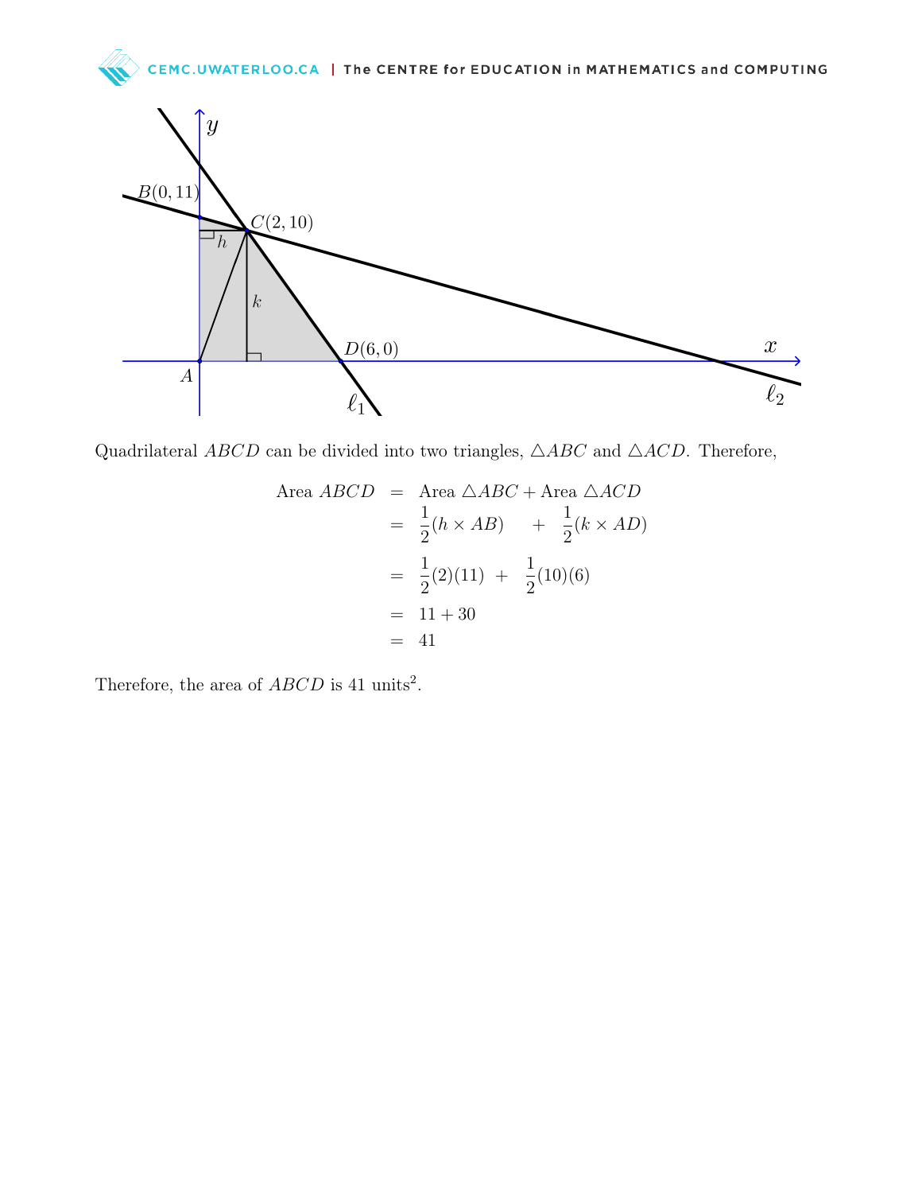$y$

$B(0, 11)$

$C(2, 10)$

$h$

$k$

$D(6, 0)$

$x$

$A$

$\ell_1$

$\ell_2$

Quadrilateral $ABCD$ can be divided into two triangles, $\triangle ABC$ and $\triangle ACD$. Therefore,

$$
\begin{aligned}
\text{Area } ABCD &= \text{Area } \triangle ABC + \text{Area } \triangle ACD \\
&= \frac{1}{2}(h \times AB) \quad + \quad \frac{1}{2}(k \times AD) \\
&= \frac{1}{2}(2)(11) \; + \; \frac{1}{2}(10)(6) \\
&= 11 + 30 \\
&= 41
\end{aligned}
$$

Therefore, the area of $ABCD$ is 41 units$^2$.